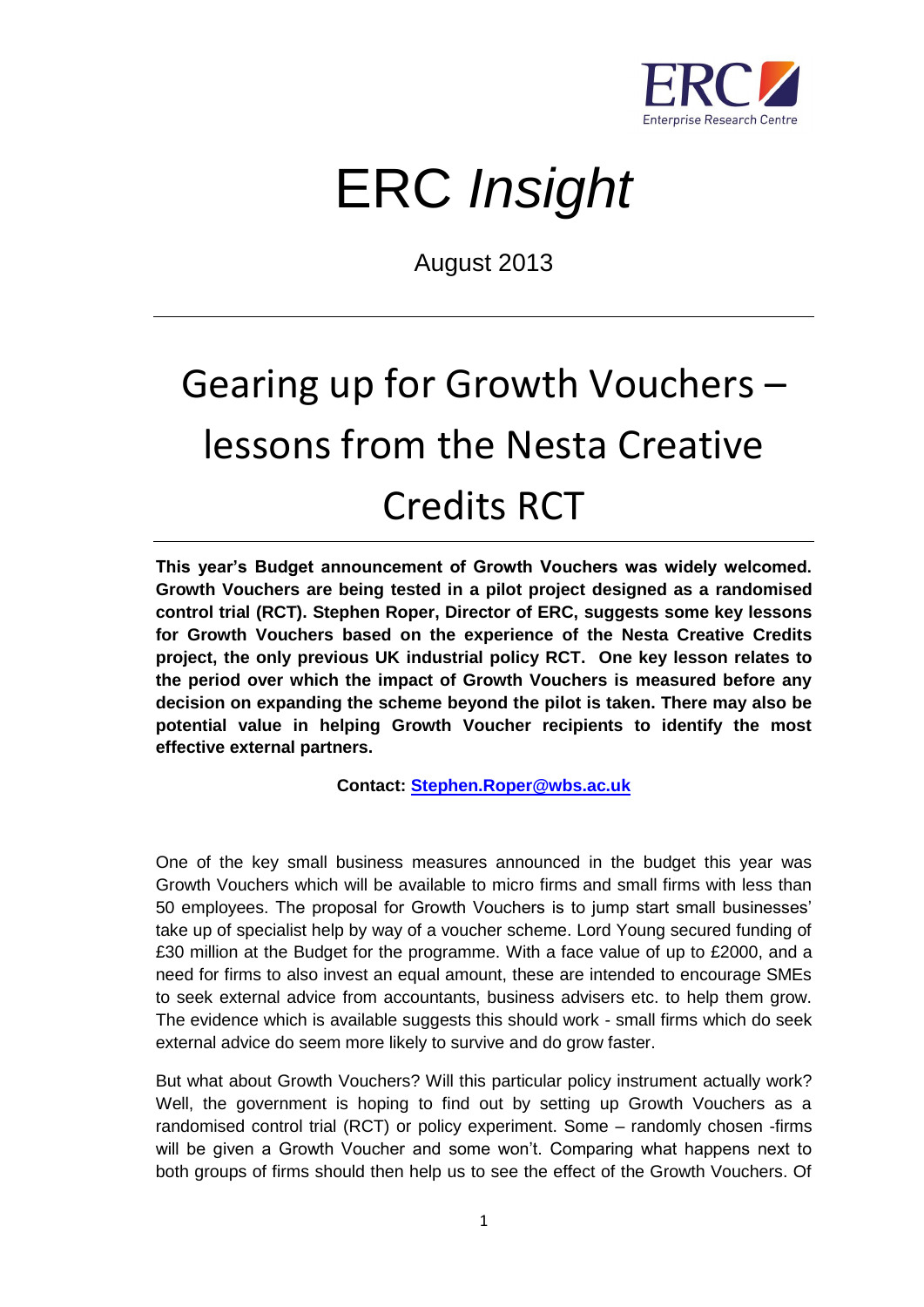# ERC *Insight*

August 2013

# Gearing up for Growth Vouchers – lessons from the Nesta Creative Credits RCT

**This year's Budget announcement of Growth Vouchers was widely welcomed. Growth Vouchers are being tested in a pilot project designed as a randomised control trial (RCT). Stephen Roper, Director of ERC, suggests some key lessons for Growth Vouchers based on the experience of the Nesta Creative Credits project, the only previous UK industrial policy RCT. One key lesson relates to the period over which the impact of Growth Vouchers is measured before any decision on expanding the scheme beyond the pilot is taken. There may also be potential value in helping Growth Voucher recipients to identify the most effective external partners.**

**Contact: Stephen.Roper@wbs.ac.uk**

One of the key small business measures announced in the budget this year was Growth Vouchers which will be available to micro firms and small firms with less than 50 employees. The proposal for Growth Vouchers is to jump start small businesses' take up of specialist help by way of a voucher scheme. Lord Young secured funding of £30 million at the Budget for the programme. With a face value of up to £2000, and a need for firms to also invest an equal amount, these are intended to encourage SMEs to seek external advice from accountants, business advisers etc. to help them grow. The evidence which is available suggests this should work - small firms which do seek external advice do seem more likely to survive and do grow faster.

But what about Growth Vouchers? Will this particular policy instrument actually work? Well, the government is hoping to find out by setting up Growth Vouchers as a randomised control trial (RCT) or policy experiment. Some – randomly chosen -firms will be given a Growth Voucher and some won't. Comparing what happens next to both groups of firms should then help us to see the effect of the Growth Vouchers. Of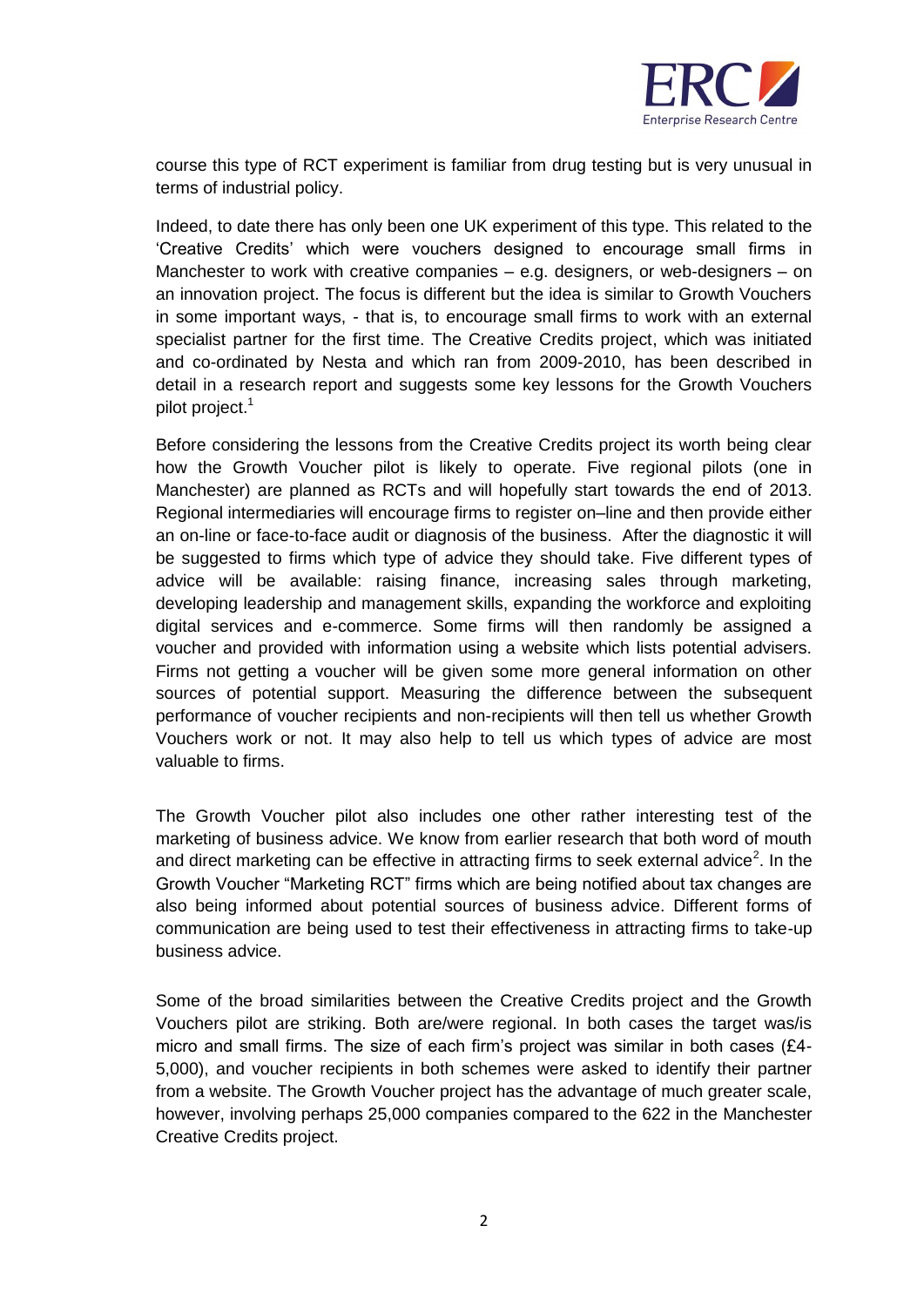course this type of RCT experiment is familiar from drug testing but is very unusual in terms of industrial policy.

Indeed, to date there has only been one UK experiment of this type. This related to the 'Creative Credits' which were vouchers designed to encourage small firms in Manchester to work with creative companies – e.g. designers, or web-designers – on an innovation project. The focus is different but the idea is similar to Growth Vouchers in some important ways, - that is, to encourage small firms to work with an external specialist partner for the first time. The Creative Credits project, which was initiated and co-ordinated by Nesta and which ran from 2009-2010, has been described in detail in a research report and suggests some key lessons for the Growth Vouchers pilot project.[1]

Before considering the lessons from the Creative Credits project its worth being clear how the Growth Voucher pilot is likely to operate. Five regional pilots (one in Manchester) are planned as RCTs and will hopefully start towards the end of 2013. Regional intermediaries will encourage firms to register on–line and then provide either an on-line or face-to-face audit or diagnosis of the business. After the diagnostic it will be suggested to firms which type of advice they should take. Five different types of advice will be available: raising finance, increasing sales through marketing, developing leadership and management skills, expanding the workforce and exploiting digital services and e-commerce. Some firms will then randomly be assigned a voucher and provided with information using a website which lists potential advisers. Firms not getting a voucher will be given some more general information on other sources of potential support. Measuring the difference between the subsequent performance of voucher recipients and non-recipients will then tell us whether Growth Vouchers work or not. It may also help to tell us which types of advice are most valuable to firms.

The Growth Voucher pilot also includes one other rather interesting test of the marketing of business advice. We know from earlier research that both word of mouth and direct marketing can be effective in attracting firms to seek external advice[2]. In the Growth Voucher "Marketing RCT" firms which are being notified about tax changes are also being informed about potential sources of business advice. Different forms of communication are being used to test their effectiveness in attracting firms to take-up business advice.

Some of the broad similarities between the Creative Credits project and the Growth Vouchers pilot are striking. Both are/were regional. In both cases the target was/is micro and small firms. The size of each firm's project was similar in both cases (£4-5,000), and voucher recipients in both schemes were asked to identify their partner from a website. The Growth Voucher project has the advantage of much greater scale, however, involving perhaps 25,000 companies compared to the 622 in the Manchester Creative Credits project.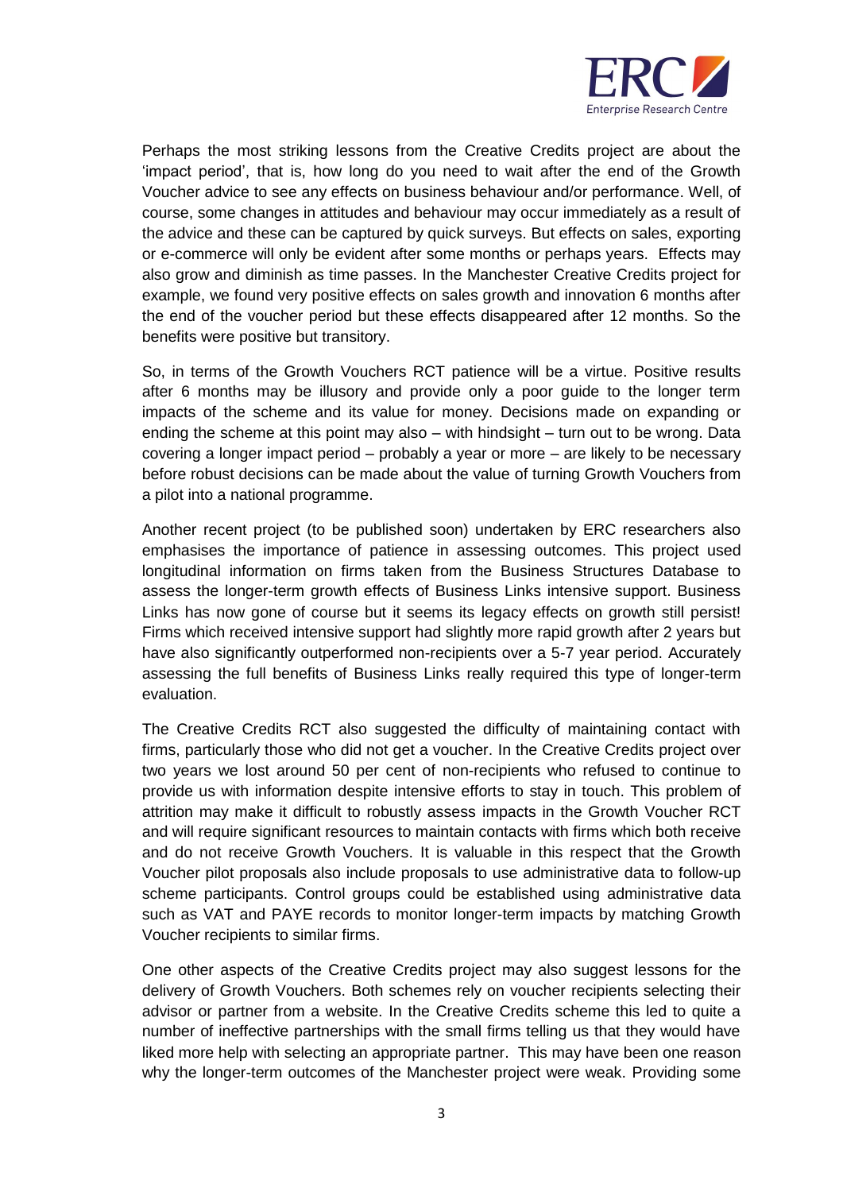Perhaps the most striking lessons from the Creative Credits project are about the 'impact period', that is, how long do you need to wait after the end of the Growth Voucher advice to see any effects on business behaviour and/or performance. Well, of course, some changes in attitudes and behaviour may occur immediately as a result of the advice and these can be captured by quick surveys. But effects on sales, exporting or e-commerce will only be evident after some months or perhaps years. Effects may also grow and diminish as time passes. In the Manchester Creative Credits project for example, we found very positive effects on sales growth and innovation 6 months after the end of the voucher period but these effects disappeared after 12 months. So the benefits were positive but transitory.

So, in terms of the Growth Vouchers RCT patience will be a virtue. Positive results after 6 months may be illusory and provide only a poor guide to the longer term impacts of the scheme and its value for money. Decisions made on expanding or ending the scheme at this point may also – with hindsight – turn out to be wrong. Data covering a longer impact period – probably a year or more – are likely to be necessary before robust decisions can be made about the value of turning Growth Vouchers from a pilot into a national programme.

Another recent project (to be published soon) undertaken by ERC researchers also emphasises the importance of patience in assessing outcomes. This project used longitudinal information on firms taken from the Business Structures Database to assess the longer-term growth effects of Business Links intensive support. Business Links has now gone of course but it seems its legacy effects on growth still persist! Firms which received intensive support had slightly more rapid growth after 2 years but have also significantly outperformed non-recipients over a 5-7 year period. Accurately assessing the full benefits of Business Links really required this type of longer-term evaluation.

The Creative Credits RCT also suggested the difficulty of maintaining contact with firms, particularly those who did not get a voucher. In the Creative Credits project over two years we lost around 50 per cent of non-recipients who refused to continue to provide us with information despite intensive efforts to stay in touch. This problem of attrition may make it difficult to robustly assess impacts in the Growth Voucher RCT and will require significant resources to maintain contacts with firms which both receive and do not receive Growth Vouchers. It is valuable in this respect that the Growth Voucher pilot proposals also include proposals to use administrative data to follow-up scheme participants. Control groups could be established using administrative data such as VAT and PAYE records to monitor longer-term impacts by matching Growth Voucher recipients to similar firms.

One other aspects of the Creative Credits project may also suggest lessons for the delivery of Growth Vouchers. Both schemes rely on voucher recipients selecting their advisor or partner from a website. In the Creative Credits scheme this led to quite a number of ineffective partnerships with the small firms telling us that they would have liked more help with selecting an appropriate partner. This may have been one reason why the longer-term outcomes of the Manchester project were weak. Providing some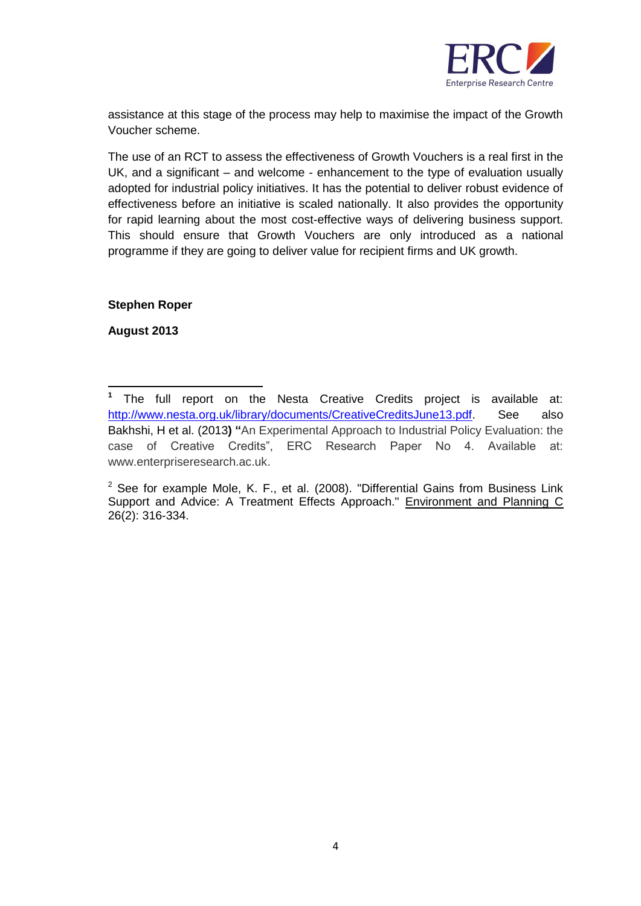assistance at this stage of the process may help to maximise the impact of the Growth Voucher scheme.

The use of an RCT to assess the effectiveness of Growth Vouchers is a real first in the UK, and a significant – and welcome - enhancement to the type of evaluation usually adopted for industrial policy initiatives. It has the potential to deliver robust evidence of effectiveness before an initiative is scaled nationally. It also provides the opportunity for rapid learning about the most cost-effective ways of delivering business support. This should ensure that Growth Vouchers are only introduced as a national programme if they are going to deliver value for recipient firms and UK growth.

**Stephen Roper**

**August 2013**

---

[1] The full report on the Nesta Creative Credits project is available at: http://www.nesta.org.uk/library/documents/CreativeCreditsJune13.pdf. See also Bakhshi, H et al. (2013**) "**An Experimental Approach to Industrial Policy Evaluation: the case of Creative Credits", ERC Research Paper No 4. Available at: www.enterpriseresearch.ac.uk.

[2] See for example Mole, K. F., et al. (2008). "Differential Gains from Business Link Support and Advice: A Treatment Effects Approach." Environment and Planning C 26(2): 316-334.